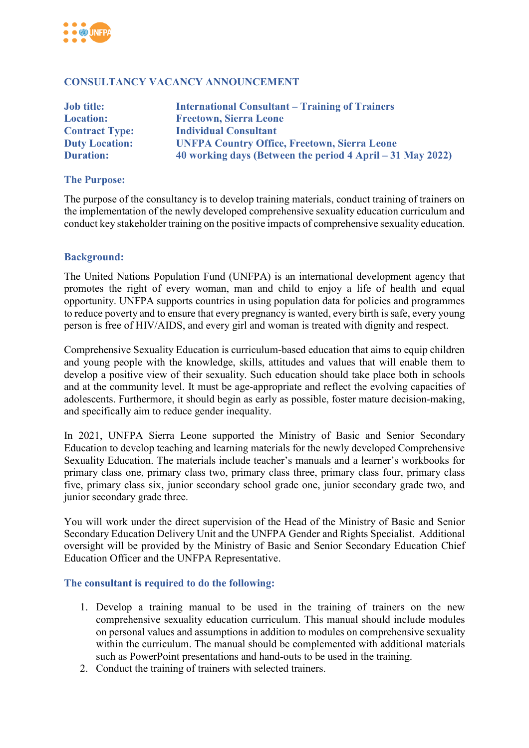# CONSULTANCY VACANCY ANNOUNCEMENT

**Job title:** International Consultant – Training of Trainers
**Location:** Freetown, Sierra Leone
**Contract Type:** Individual Consultant
**Duty Location:** UNFPA Country Office, Freetown, Sierra Leone
**Duration:** 40 working days (Between the period 4 April – 31 May 2022)

## The Purpose:

The purpose of the consultancy is to develop training materials, conduct training of trainers on the implementation of the newly developed comprehensive sexuality education curriculum and conduct key stakeholder training on the positive impacts of comprehensive sexuality education.

## Background:

The United Nations Population Fund (UNFPA) is an international development agency that promotes the right of every woman, man and child to enjoy a life of health and equal opportunity. UNFPA supports countries in using population data for policies and programmes to reduce poverty and to ensure that every pregnancy is wanted, every birth is safe, every young person is free of HIV/AIDS, and every girl and woman is treated with dignity and respect.

Comprehensive Sexuality Education is curriculum-based education that aims to equip children and young people with the knowledge, skills, attitudes and values that will enable them to develop a positive view of their sexuality. Such education should take place both in schools and at the community level. It must be age-appropriate and reflect the evolving capacities of adolescents. Furthermore, it should begin as early as possible, foster mature decision-making, and specifically aim to reduce gender inequality.

In 2021, UNFPA Sierra Leone supported the Ministry of Basic and Senior Secondary Education to develop teaching and learning materials for the newly developed Comprehensive Sexuality Education. The materials include teacher's manuals and a learner's workbooks for primary class one, primary class two, primary class three, primary class four, primary class five, primary class six, junior secondary school grade one, junior secondary grade two, and junior secondary grade three.

You will work under the direct supervision of the Head of the Ministry of Basic and Senior Secondary Education Delivery Unit and the UNFPA Gender and Rights Specialist. Additional oversight will be provided by the Ministry of Basic and Senior Secondary Education Chief Education Officer and the UNFPA Representative.

## The consultant is required to do the following:

1. Develop a training manual to be used in the training of trainers on the new comprehensive sexuality education curriculum. This manual should include modules on personal values and assumptions in addition to modules on comprehensive sexuality within the curriculum. The manual should be complemented with additional materials such as PowerPoint presentations and hand-outs to be used in the training.
2. Conduct the training of trainers with selected trainers.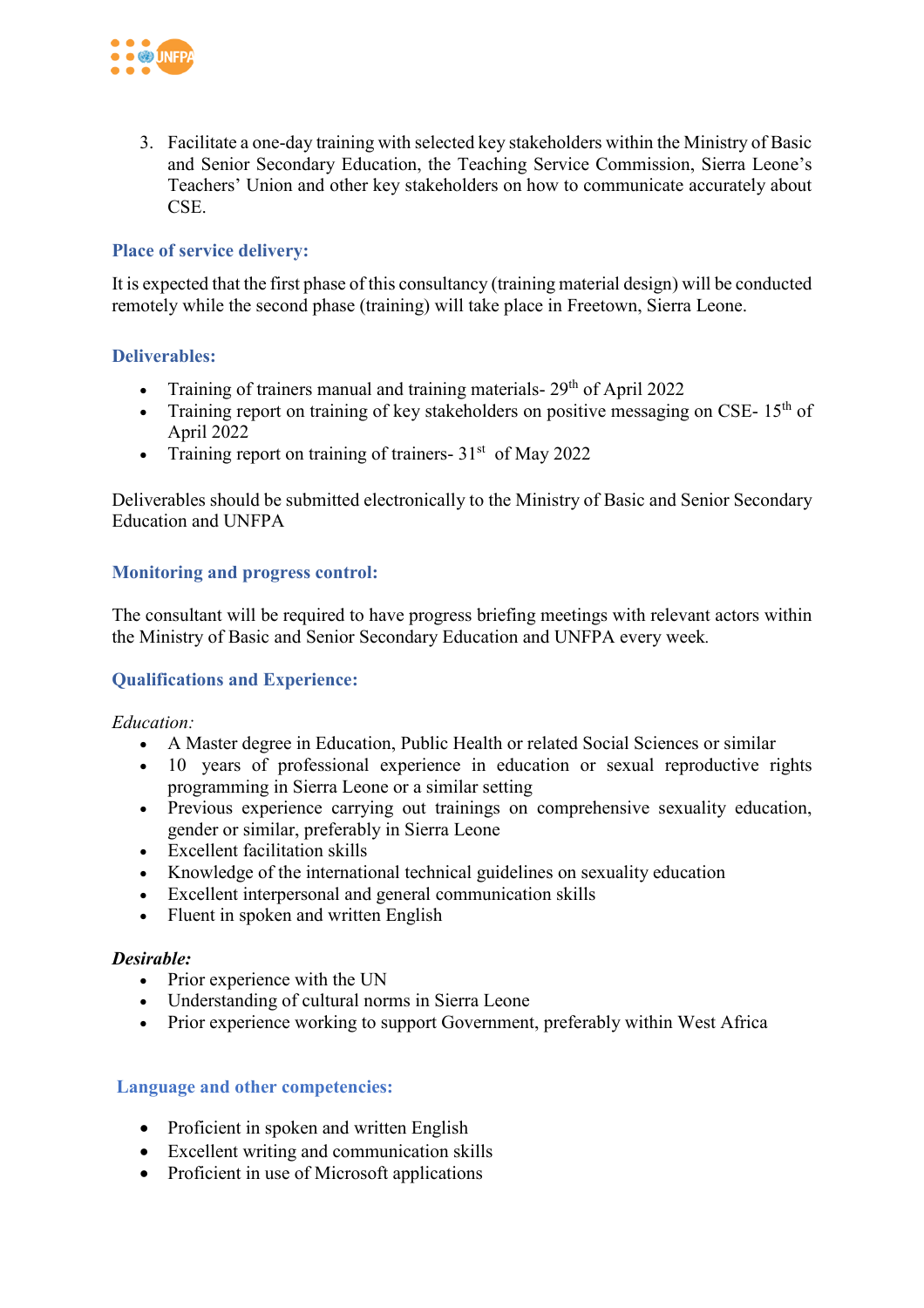3. Facilitate a one-day training with selected key stakeholders within the Ministry of Basic and Senior Secondary Education, the Teaching Service Commission, Sierra Leone's Teachers' Union and other key stakeholders on how to communicate accurately about CSE.

### Place of service delivery:

It is expected that the first phase of this consultancy (training material design) will be conducted remotely while the second phase (training) will take place in Freetown, Sierra Leone.

### Deliverables:

- Training of trainers manual and training materials- 29th of April 2022
- Training report on training of key stakeholders on positive messaging on CSE- 15th of April 2022
- Training report on training of trainers- 31st of May 2022

Deliverables should be submitted electronically to the Ministry of Basic and Senior Secondary Education and UNFPA

### Monitoring and progress control:

The consultant will be required to have progress briefing meetings with relevant actors within the Ministry of Basic and Senior Secondary Education and UNFPA every week.

### Qualifications and Experience:

*Education:*

- A Master degree in Education, Public Health or related Social Sciences or similar
- 10 years of professional experience in education or sexual reproductive rights programming in Sierra Leone or a similar setting
- Previous experience carrying out trainings on comprehensive sexuality education, gender or similar, preferably in Sierra Leone
- Excellent facilitation skills
- Knowledge of the international technical guidelines on sexuality education
- Excellent interpersonal and general communication skills
- Fluent in spoken and written English

***Desirable:***

- Prior experience with the UN
- Understanding of cultural norms in Sierra Leone
- Prior experience working to support Government, preferably within West Africa

### Language and other competencies:

- Proficient in spoken and written English
- Excellent writing and communication skills
- Proficient in use of Microsoft applications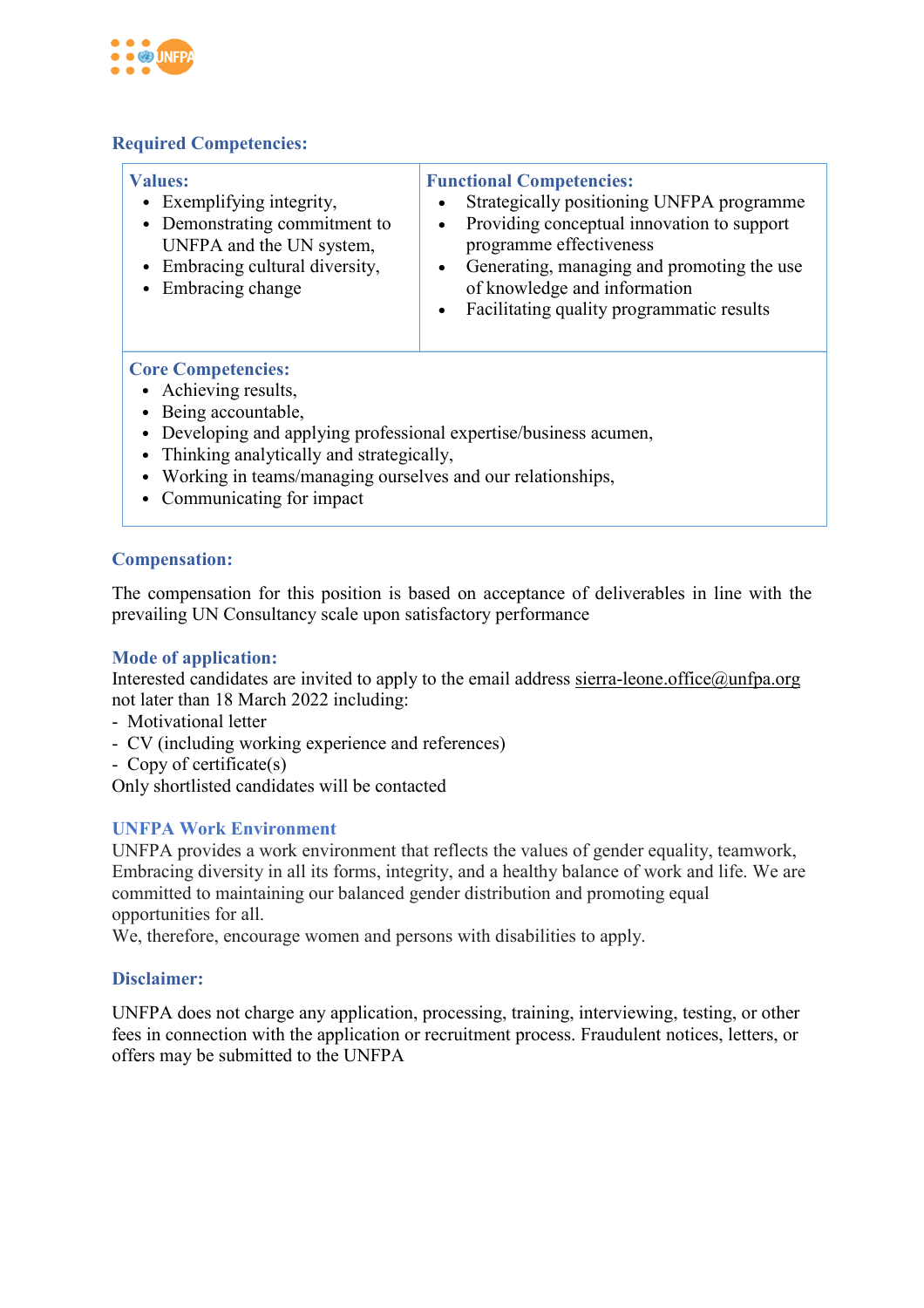## Required Competencies:

| Values: | Functional Competencies: |
|---|---|
| • Exemplifying integrity,<br>• Demonstrating commitment to UNFPA and the UN system,<br>• Embracing cultural diversity,<br>• Embracing change | • Strategically positioning UNFPA programme<br>• Providing conceptual innovation to support programme effectiveness<br>• Generating, managing and promoting the use of knowledge and information<br>• Facilitating quality programmatic results |
| **Core Competencies:**<br>• Achieving results,<br>• Being accountable,<br>• Developing and applying professional expertise/business acumen,<br>• Thinking analytically and strategically,<br>• Working in teams/managing ourselves and our relationships,<br>• Communicating for impact | |

## Compensation:

The compensation for this position is based on acceptance of deliverables in line with the prevailing UN Consultancy scale upon satisfactory performance

## Mode of application:

Interested candidates are invited to apply to the email address sierra-leone.office@unfpa.org not later than 18 March 2022 including:

- Motivational letter
- CV (including working experience and references)
- Copy of certificate(s)

Only shortlisted candidates will be contacted

## UNFPA Work Environment

UNFPA provides a work environment that reflects the values of gender equality, teamwork, Embracing diversity in all its forms, integrity, and a healthy balance of work and life. We are committed to maintaining our balanced gender distribution and promoting equal opportunities for all.
We, therefore, encourage women and persons with disabilities to apply.

## Disclaimer:

UNFPA does not charge any application, processing, training, interviewing, testing, or other fees in connection with the application or recruitment process. Fraudulent notices, letters, or offers may be submitted to the UNFPA